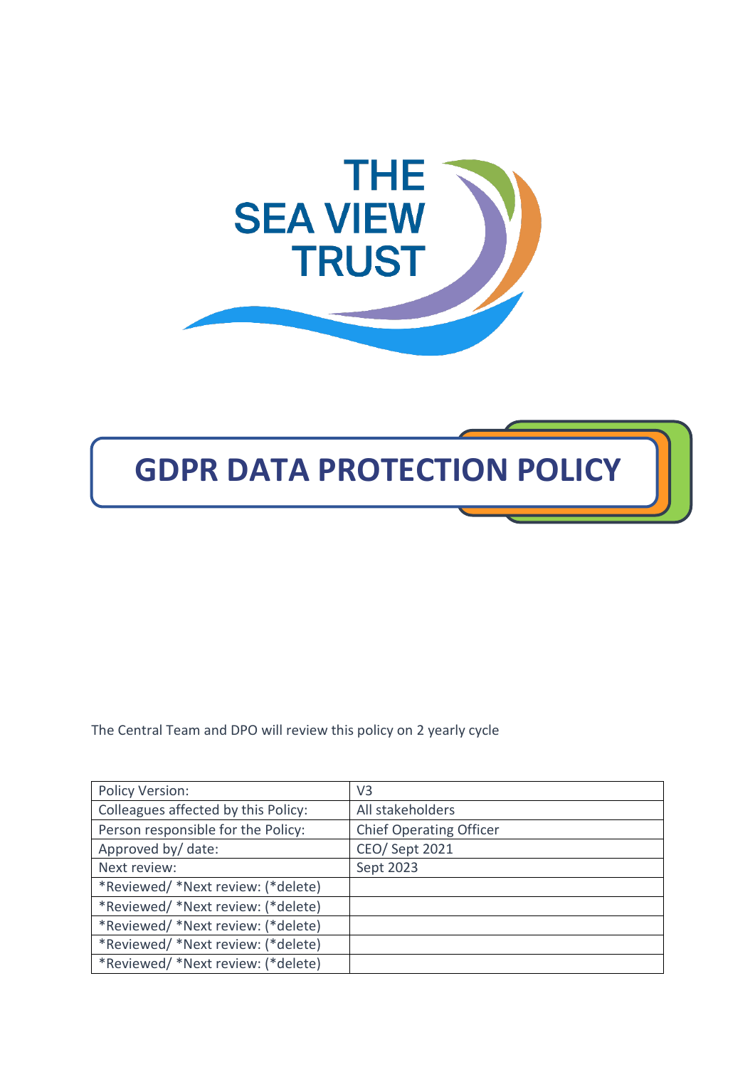THE SEA VIEW TRUST

# GDPR DATA PROTECTION POLICY

The Central Team and DPO will review this policy on 2 yearly cycle

| Policy Version: | V3 |
|---|---|
| Colleagues affected by this Policy: | All stakeholders |
| Person responsible for the Policy: | Chief Operating Officer |
| Approved by/ date: | CEO/ Sept 2021 |
| Next review: | Sept 2023 |
| *Reviewed/ *Next review: (*delete) | |
| *Reviewed/ *Next review: (*delete) | |
| *Reviewed/ *Next review: (*delete) | |
| *Reviewed/ *Next review: (*delete) | |
| *Reviewed/ *Next review: (*delete) | |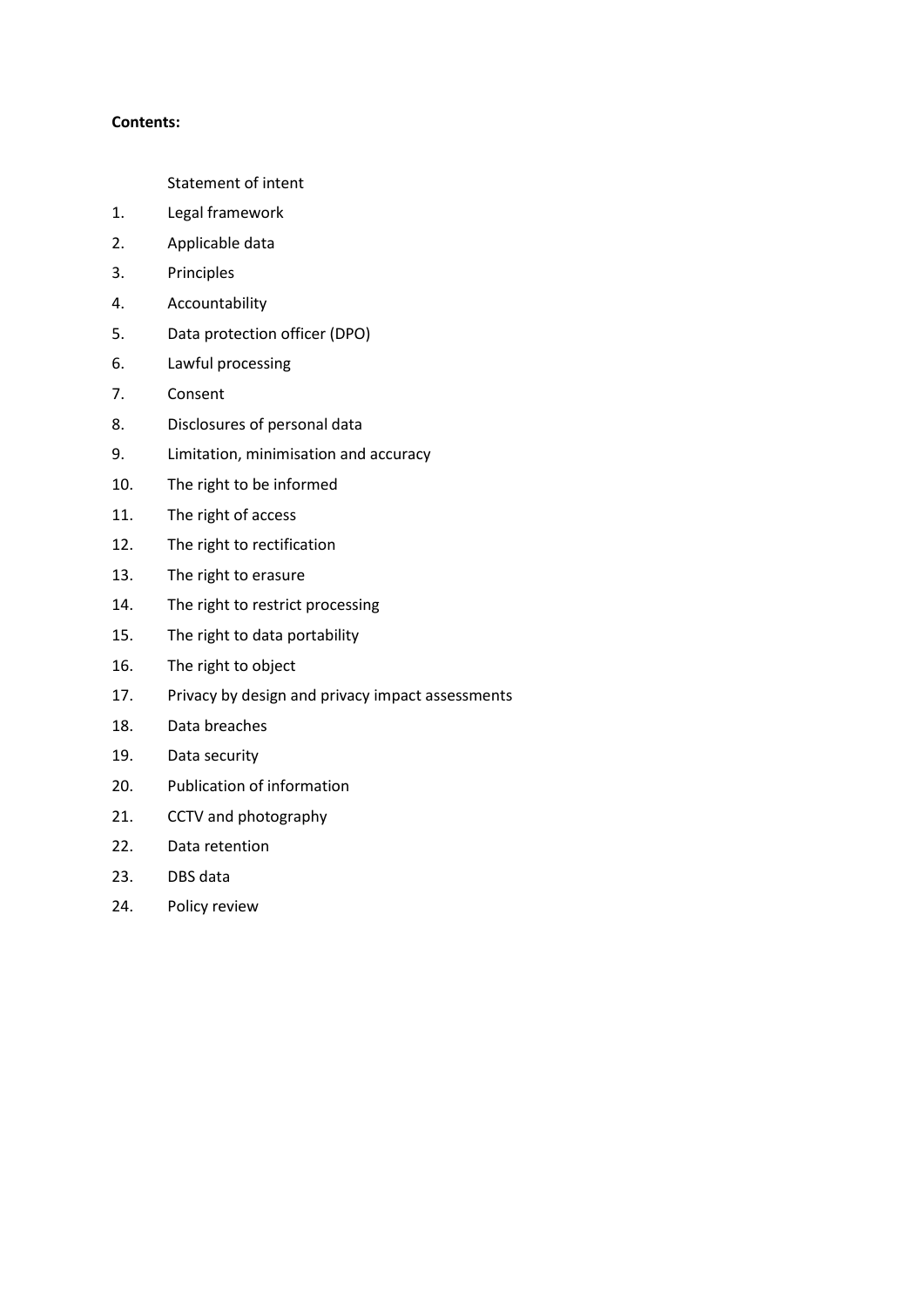**Contents:**

Statement of intent

1. Legal framework
2. Applicable data
3. Principles
4. Accountability
5. Data protection officer (DPO)
6. Lawful processing
7. Consent
8. Disclosures of personal data
9. Limitation, minimisation and accuracy
10. The right to be informed
11. The right of access
12. The right to rectification
13. The right to erasure
14. The right to restrict processing
15. The right to data portability
16. The right to object
17. Privacy by design and privacy impact assessments
18. Data breaches
19. Data security
20. Publication of information
21. CCTV and photography
22. Data retention
23. DBS data
24. Policy review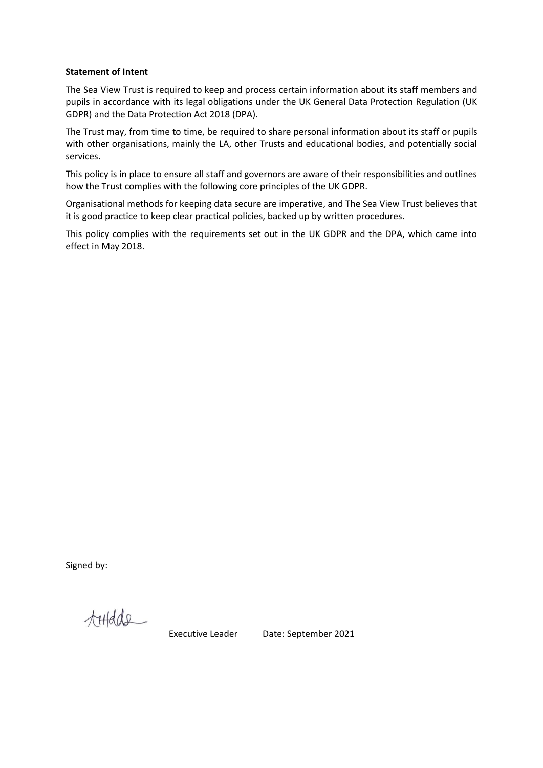**Statement of Intent**

The Sea View Trust is required to keep and process certain information about its staff members and pupils in accordance with its legal obligations under the UK General Data Protection Regulation (UK GDPR) and the Data Protection Act 2018 (DPA).

The Trust may, from time to time, be required to share personal information about its staff or pupils with other organisations, mainly the LA, other Trusts and educational bodies, and potentially social services.

This policy is in place to ensure all staff and governors are aware of their responsibilities and outlines how the Trust complies with the following core principles of the UK GDPR.

Organisational methods for keeping data secure are imperative, and The Sea View Trust believes that it is good practice to keep clear practical policies, backed up by written procedures.

This policy complies with the requirements set out in the UK GDPR and the DPA, which came into effect in May 2018.

Signed by:

Executive Leader Date: September 2021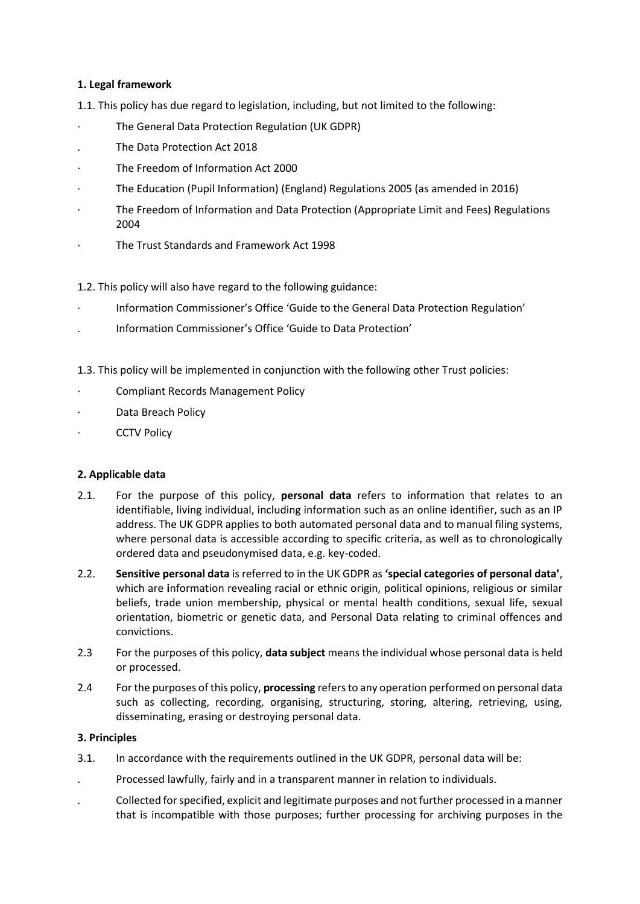**1. Legal framework**

1.1. This policy has due regard to legislation, including, but not limited to the following:

- The General Data Protection Regulation (UK GDPR)
- The Data Protection Act 2018
- The Freedom of Information Act 2000
- The Education (Pupil Information) (England) Regulations 2005 (as amended in 2016)
- The Freedom of Information and Data Protection (Appropriate Limit and Fees) Regulations 2004
- The Trust Standards and Framework Act 1998

1.2. This policy will also have regard to the following guidance:

- Information Commissioner's Office 'Guide to the General Data Protection Regulation'
- Information Commissioner's Office 'Guide to Data Protection'

1.3. This policy will be implemented in conjunction with the following other Trust policies:

- Compliant Records Management Policy
- Data Breach Policy
- CCTV Policy

**2. Applicable data**

2.1. For the purpose of this policy, **personal data** refers to information that relates to an identifiable, living individual, including information such as an online identifier, such as an IP address. The UK GDPR applies to both automated personal data and to manual filing systems, where personal data is accessible according to specific criteria, as well as to chronologically ordered data and pseudonymised data, e.g. key-coded.

2.2. **Sensitive personal data** is referred to in the UK GDPR as **'special categories of personal data'**, which are information revealing racial or ethnic origin, political opinions, religious or similar beliefs, trade union membership, physical or mental health conditions, sexual life, sexual orientation, biometric or genetic data, and Personal Data relating to criminal offences and convictions.

2.3 For the purposes of this policy, **data subject** means the individual whose personal data is held or processed.

2.4 For the purposes of this policy, **processing** refers to any operation performed on personal data such as collecting, recording, organising, structuring, storing, altering, retrieving, using, disseminating, erasing or destroying personal data.

**3. Principles**

3.1. In accordance with the requirements outlined in the UK GDPR, personal data will be:

- Processed lawfully, fairly and in a transparent manner in relation to individuals.
- Collected for specified, explicit and legitimate purposes and not further processed in a manner that is incompatible with those purposes; further processing for archiving purposes in the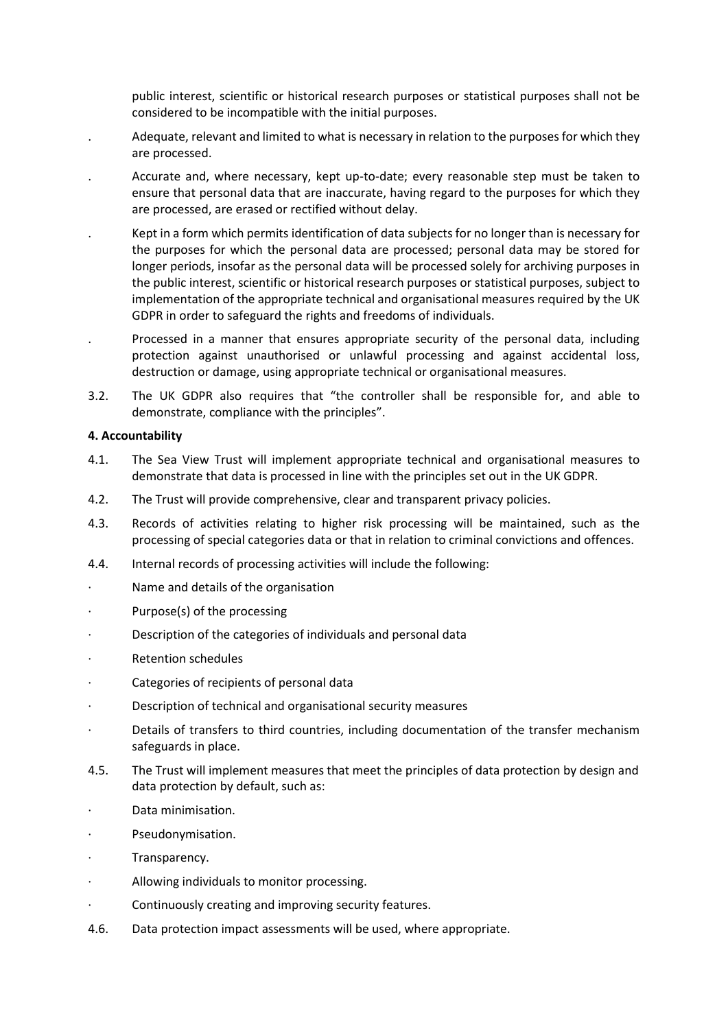public interest, scientific or historical research purposes or statistical purposes shall not be considered to be incompatible with the initial purposes.

- Adequate, relevant and limited to what is necessary in relation to the purposes for which they are processed.
- Accurate and, where necessary, kept up-to-date; every reasonable step must be taken to ensure that personal data that are inaccurate, having regard to the purposes for which they are processed, are erased or rectified without delay.
- Kept in a form which permits identification of data subjects for no longer than is necessary for the purposes for which the personal data are processed; personal data may be stored for longer periods, insofar as the personal data will be processed solely for archiving purposes in the public interest, scientific or historical research purposes or statistical purposes, subject to implementation of the appropriate technical and organisational measures required by the UK GDPR in order to safeguard the rights and freedoms of individuals.
- Processed in a manner that ensures appropriate security of the personal data, including protection against unauthorised or unlawful processing and against accidental loss, destruction or damage, using appropriate technical or organisational measures.

3.2. The UK GDPR also requires that "the controller shall be responsible for, and able to demonstrate, compliance with the principles".

**4. Accountability**

4.1. The Sea View Trust will implement appropriate technical and organisational measures to demonstrate that data is processed in line with the principles set out in the UK GDPR.

4.2. The Trust will provide comprehensive, clear and transparent privacy policies.

4.3. Records of activities relating to higher risk processing will be maintained, such as the processing of special categories data or that in relation to criminal convictions and offences.

4.4. Internal records of processing activities will include the following:

- Name and details of the organisation
- Purpose(s) of the processing
- Description of the categories of individuals and personal data
- Retention schedules
- Categories of recipients of personal data
- Description of technical and organisational security measures
- Details of transfers to third countries, including documentation of the transfer mechanism safeguards in place.

4.5. The Trust will implement measures that meet the principles of data protection by design and data protection by default, such as:

- Data minimisation.
- Pseudonymisation.
- Transparency.
- Allowing individuals to monitor processing.
- Continuously creating and improving security features.

4.6. Data protection impact assessments will be used, where appropriate.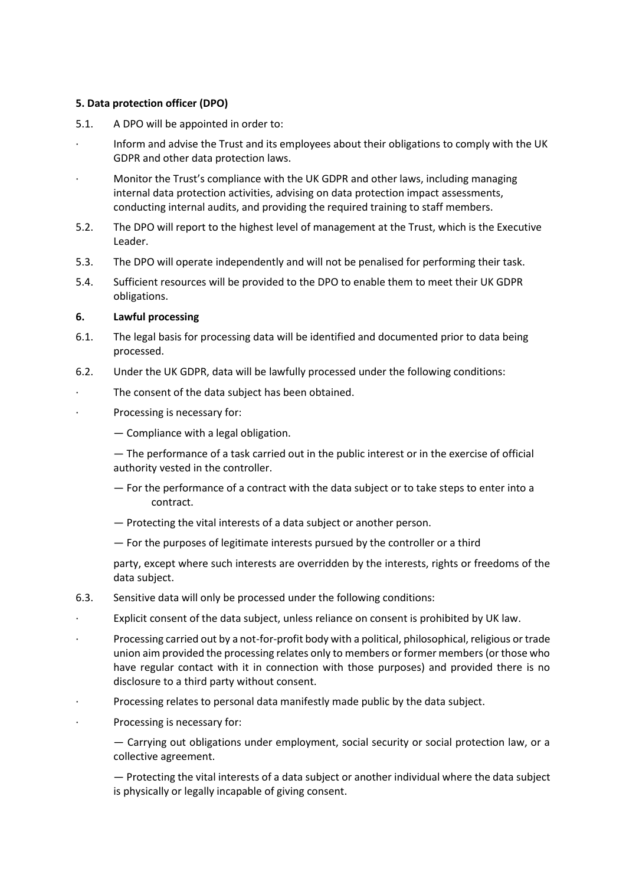**5. Data protection officer (DPO)**

5.1. A DPO will be appointed in order to:

- Inform and advise the Trust and its employees about their obligations to comply with the UK GDPR and other data protection laws.
- Monitor the Trust's compliance with the UK GDPR and other laws, including managing internal data protection activities, advising on data protection impact assessments, conducting internal audits, and providing the required training to staff members.

5.2. The DPO will report to the highest level of management at the Trust, which is the Executive Leader.

5.3. The DPO will operate independently and will not be penalised for performing their task.

5.4. Sufficient resources will be provided to the DPO to enable them to meet their UK GDPR obligations.

**6. Lawful processing**

6.1. The legal basis for processing data will be identified and documented prior to data being processed.

6.2. Under the UK GDPR, data will be lawfully processed under the following conditions:

- The consent of the data subject has been obtained.
- Processing is necessary for:

  — Compliance with a legal obligation.

  — The performance of a task carried out in the public interest or in the exercise of official authority vested in the controller.

  — For the performance of a contract with the data subject or to take steps to enter into a contract.

  — Protecting the vital interests of a data subject or another person.

  — For the purposes of legitimate interests pursued by the controller or a third party, except where such interests are overridden by the interests, rights or freedoms of the data subject.

6.3. Sensitive data will only be processed under the following conditions:

- Explicit consent of the data subject, unless reliance on consent is prohibited by UK law.
- Processing carried out by a not-for-profit body with a political, philosophical, religious or trade union aim provided the processing relates only to members or former members (or those who have regular contact with it in connection with those purposes) and provided there is no disclosure to a third party without consent.
- Processing relates to personal data manifestly made public by the data subject.
- Processing is necessary for:

  — Carrying out obligations under employment, social security or social protection law, or a collective agreement.

  — Protecting the vital interests of a data subject or another individual where the data subject is physically or legally incapable of giving consent.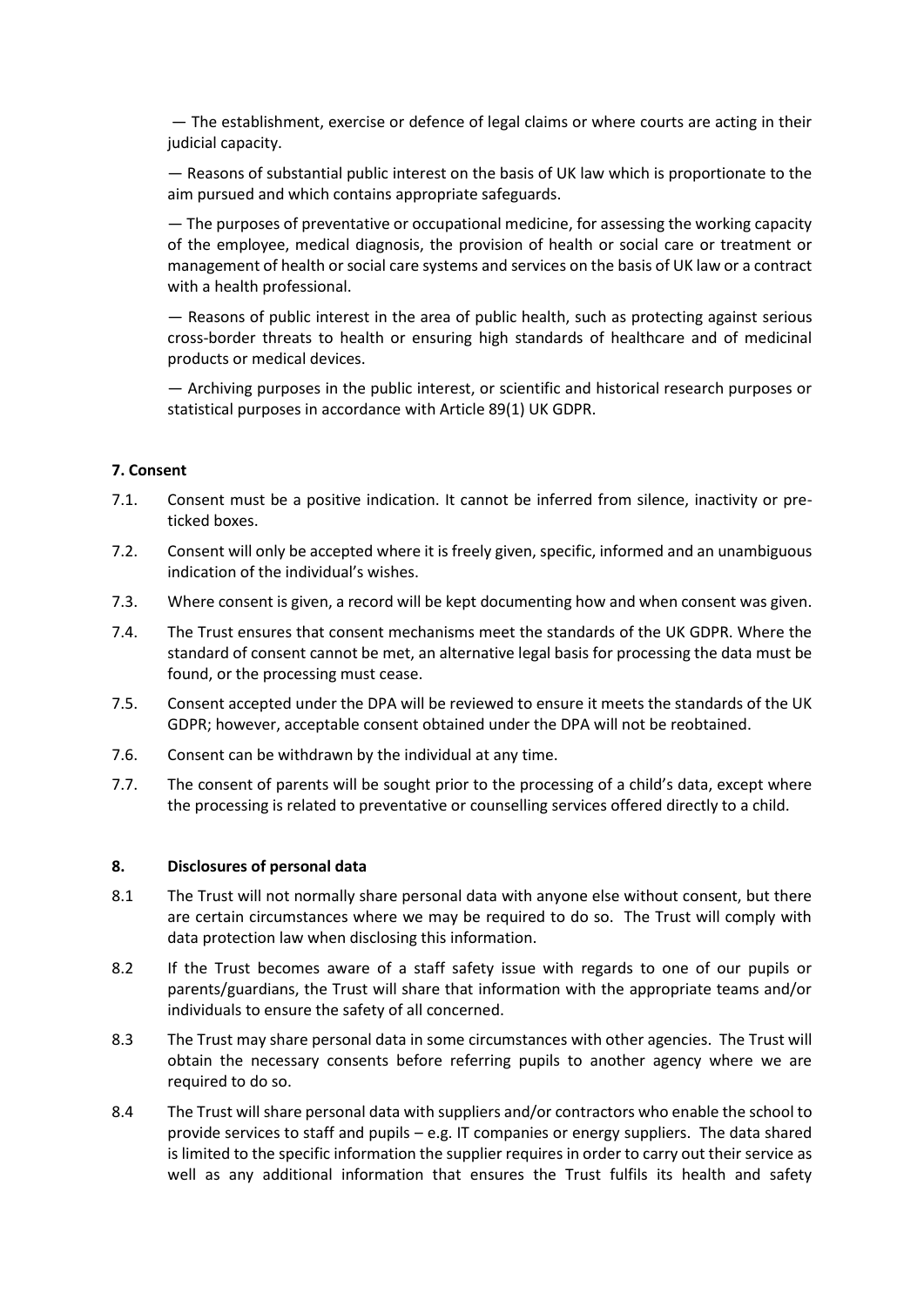— The establishment, exercise or defence of legal claims or where courts are acting in their judicial capacity.

— Reasons of substantial public interest on the basis of UK law which is proportionate to the aim pursued and which contains appropriate safeguards.

— The purposes of preventative or occupational medicine, for assessing the working capacity of the employee, medical diagnosis, the provision of health or social care or treatment or management of health or social care systems and services on the basis of UK law or a contract with a health professional.

— Reasons of public interest in the area of public health, such as protecting against serious cross-border threats to health or ensuring high standards of healthcare and of medicinal products or medical devices.

— Archiving purposes in the public interest, or scientific and historical research purposes or statistical purposes in accordance with Article 89(1) UK GDPR.

**7. Consent**

7.1. Consent must be a positive indication. It cannot be inferred from silence, inactivity or pre-ticked boxes.

7.2. Consent will only be accepted where it is freely given, specific, informed and an unambiguous indication of the individual's wishes.

7.3. Where consent is given, a record will be kept documenting how and when consent was given.

7.4. The Trust ensures that consent mechanisms meet the standards of the UK GDPR. Where the standard of consent cannot be met, an alternative legal basis for processing the data must be found, or the processing must cease.

7.5. Consent accepted under the DPA will be reviewed to ensure it meets the standards of the UK GDPR; however, acceptable consent obtained under the DPA will not be reobtained.

7.6. Consent can be withdrawn by the individual at any time.

7.7. The consent of parents will be sought prior to the processing of a child's data, except where the processing is related to preventative or counselling services offered directly to a child.

**8. Disclosures of personal data**

8.1 The Trust will not normally share personal data with anyone else without consent, but there are certain circumstances where we may be required to do so. The Trust will comply with data protection law when disclosing this information.

8.2 If the Trust becomes aware of a staff safety issue with regards to one of our pupils or parents/guardians, the Trust will share that information with the appropriate teams and/or individuals to ensure the safety of all concerned.

8.3 The Trust may share personal data in some circumstances with other agencies. The Trust will obtain the necessary consents before referring pupils to another agency where we are required to do so.

8.4 The Trust will share personal data with suppliers and/or contractors who enable the school to provide services to staff and pupils – e.g. IT companies or energy suppliers. The data shared is limited to the specific information the supplier requires in order to carry out their service as well as any additional information that ensures the Trust fulfils its health and safety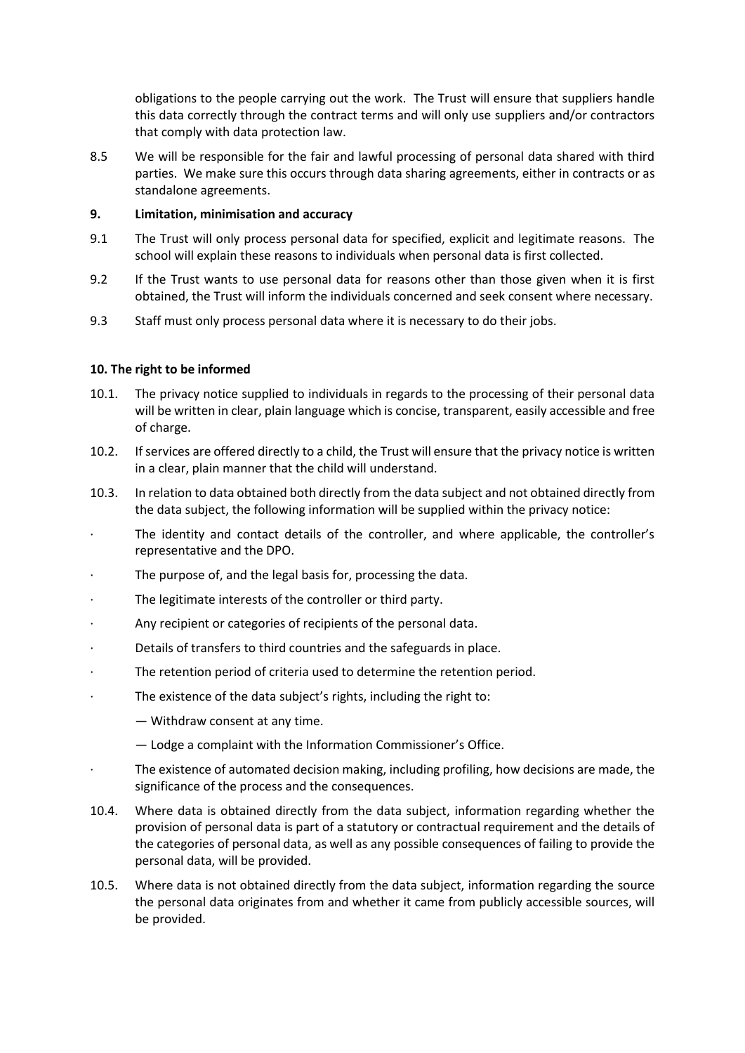obligations to the people carrying out the work. The Trust will ensure that suppliers handle this data correctly through the contract terms and will only use suppliers and/or contractors that comply with data protection law.

8.5 We will be responsible for the fair and lawful processing of personal data shared with third parties. We make sure this occurs through data sharing agreements, either in contracts or as standalone agreements.

## 9. Limitation, minimisation and accuracy

9.1 The Trust will only process personal data for specified, explicit and legitimate reasons. The school will explain these reasons to individuals when personal data is first collected.

9.2 If the Trust wants to use personal data for reasons other than those given when it is first obtained, the Trust will inform the individuals concerned and seek consent where necessary.

9.3 Staff must only process personal data where it is necessary to do their jobs.

## 10. The right to be informed

10.1. The privacy notice supplied to individuals in regards to the processing of their personal data will be written in clear, plain language which is concise, transparent, easily accessible and free of charge.

10.2. If services are offered directly to a child, the Trust will ensure that the privacy notice is written in a clear, plain manner that the child will understand.

10.3. In relation to data obtained both directly from the data subject and not obtained directly from the data subject, the following information will be supplied within the privacy notice:

- The identity and contact details of the controller, and where applicable, the controller's representative and the DPO.
- The purpose of, and the legal basis for, processing the data.
- The legitimate interests of the controller or third party.
- Any recipient or categories of recipients of the personal data.
- Details of transfers to third countries and the safeguards in place.
- The retention period of criteria used to determine the retention period.
- The existence of the data subject's rights, including the right to:
  - Withdraw consent at any time.
  - Lodge a complaint with the Information Commissioner's Office.
- The existence of automated decision making, including profiling, how decisions are made, the significance of the process and the consequences.

10.4. Where data is obtained directly from the data subject, information regarding whether the provision of personal data is part of a statutory or contractual requirement and the details of the categories of personal data, as well as any possible consequences of failing to provide the personal data, will be provided.

10.5. Where data is not obtained directly from the data subject, information regarding the source the personal data originates from and whether it came from publicly accessible sources, will be provided.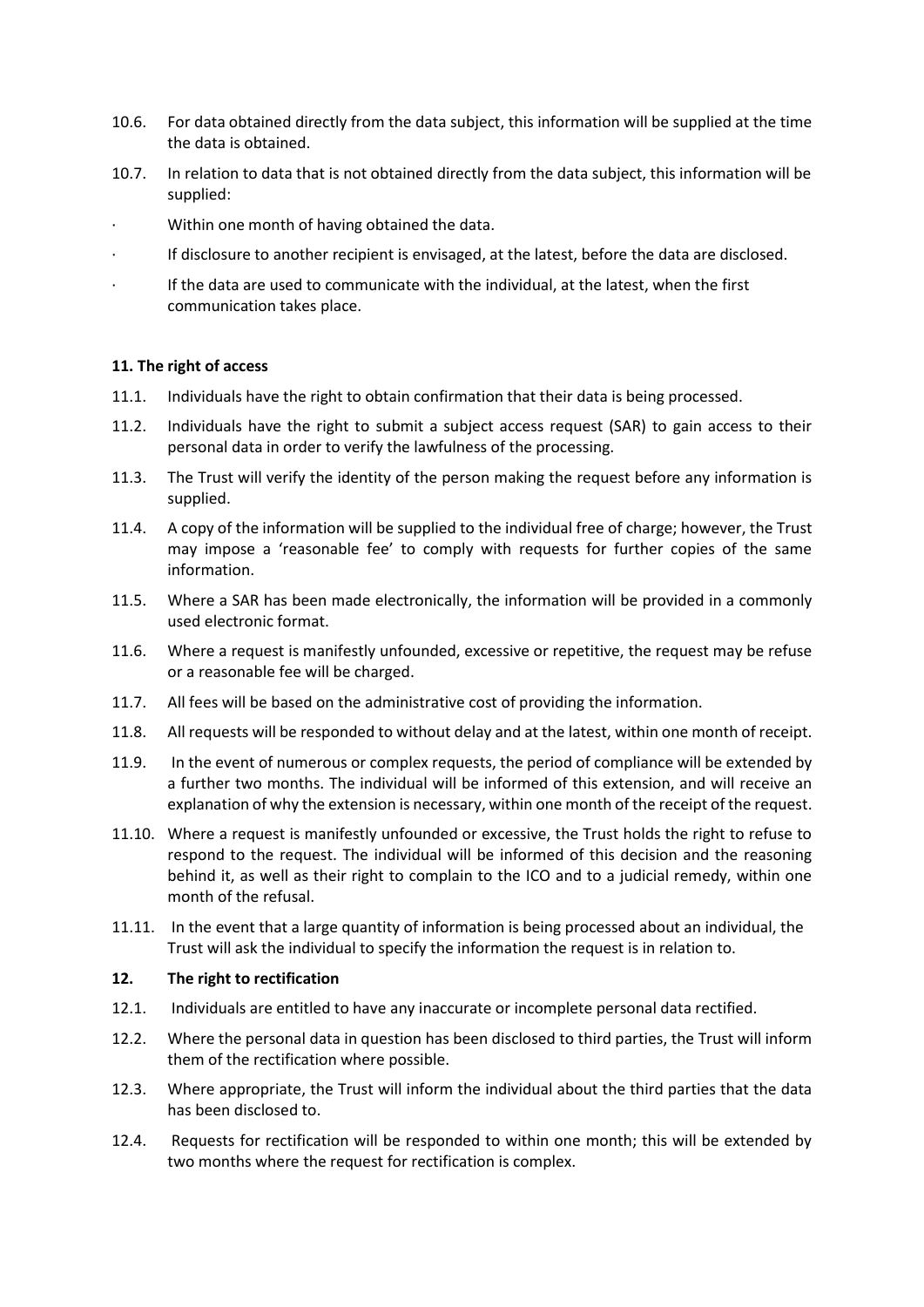10.6. For data obtained directly from the data subject, this information will be supplied at the time the data is obtained.

10.7. In relation to data that is not obtained directly from the data subject, this information will be supplied:

- Within one month of having obtained the data.
- If disclosure to another recipient is envisaged, at the latest, before the data are disclosed.
- If the data are used to communicate with the individual, at the latest, when the first communication takes place.

**11. The right of access**

11.1. Individuals have the right to obtain confirmation that their data is being processed.

11.2. Individuals have the right to submit a subject access request (SAR) to gain access to their personal data in order to verify the lawfulness of the processing.

11.3. The Trust will verify the identity of the person making the request before any information is supplied.

11.4. A copy of the information will be supplied to the individual free of charge; however, the Trust may impose a 'reasonable fee' to comply with requests for further copies of the same information.

11.5. Where a SAR has been made electronically, the information will be provided in a commonly used electronic format.

11.6. Where a request is manifestly unfounded, excessive or repetitive, the request may be refuse or a reasonable fee will be charged.

11.7. All fees will be based on the administrative cost of providing the information.

11.8. All requests will be responded to without delay and at the latest, within one month of receipt.

11.9. In the event of numerous or complex requests, the period of compliance will be extended by a further two months. The individual will be informed of this extension, and will receive an explanation of why the extension is necessary, within one month of the receipt of the request.

11.10. Where a request is manifestly unfounded or excessive, the Trust holds the right to refuse to respond to the request. The individual will be informed of this decision and the reasoning behind it, as well as their right to complain to the ICO and to a judicial remedy, within one month of the refusal.

11.11. In the event that a large quantity of information is being processed about an individual, the Trust will ask the individual to specify the information the request is in relation to.

**12. The right to rectification**

12.1. Individuals are entitled to have any inaccurate or incomplete personal data rectified.

12.2. Where the personal data in question has been disclosed to third parties, the Trust will inform them of the rectification where possible.

12.3. Where appropriate, the Trust will inform the individual about the third parties that the data has been disclosed to.

12.4. Requests for rectification will be responded to within one month; this will be extended by two months where the request for rectification is complex.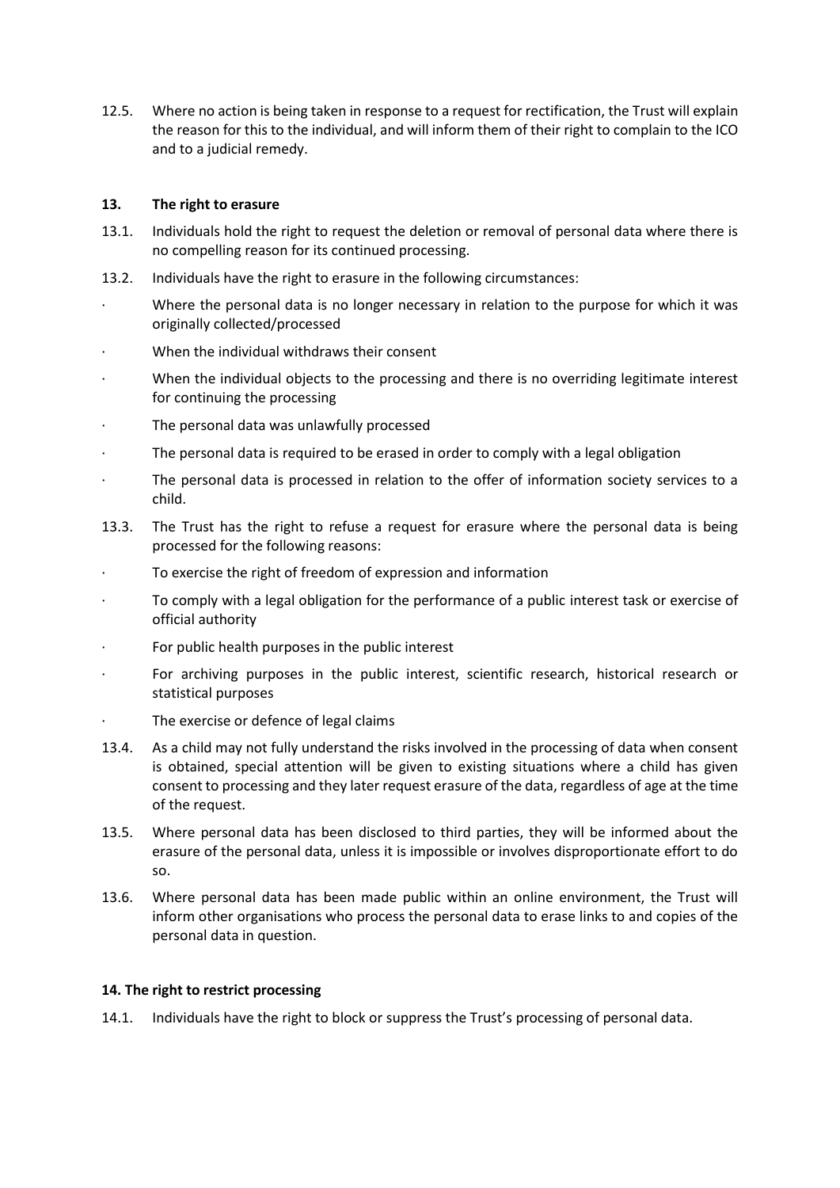12.5. Where no action is being taken in response to a request for rectification, the Trust will explain the reason for this to the individual, and will inform them of their right to complain to the ICO and to a judicial remedy.

## 13. The right to erasure

13.1. Individuals hold the right to request the deletion or removal of personal data where there is no compelling reason for its continued processing.

13.2. Individuals have the right to erasure in the following circumstances:

- Where the personal data is no longer necessary in relation to the purpose for which it was originally collected/processed
- When the individual withdraws their consent
- When the individual objects to the processing and there is no overriding legitimate interest for continuing the processing
- The personal data was unlawfully processed
- The personal data is required to be erased in order to comply with a legal obligation
- The personal data is processed in relation to the offer of information society services to a child.

13.3. The Trust has the right to refuse a request for erasure where the personal data is being processed for the following reasons:

- To exercise the right of freedom of expression and information
- To comply with a legal obligation for the performance of a public interest task or exercise of official authority
- For public health purposes in the public interest
- For archiving purposes in the public interest, scientific research, historical research or statistical purposes
- The exercise or defence of legal claims

13.4. As a child may not fully understand the risks involved in the processing of data when consent is obtained, special attention will be given to existing situations where a child has given consent to processing and they later request erasure of the data, regardless of age at the time of the request.

13.5. Where personal data has been disclosed to third parties, they will be informed about the erasure of the personal data, unless it is impossible or involves disproportionate effort to do so.

13.6. Where personal data has been made public within an online environment, the Trust will inform other organisations who process the personal data to erase links to and copies of the personal data in question.

## 14. The right to restrict processing

14.1. Individuals have the right to block or suppress the Trust's processing of personal data.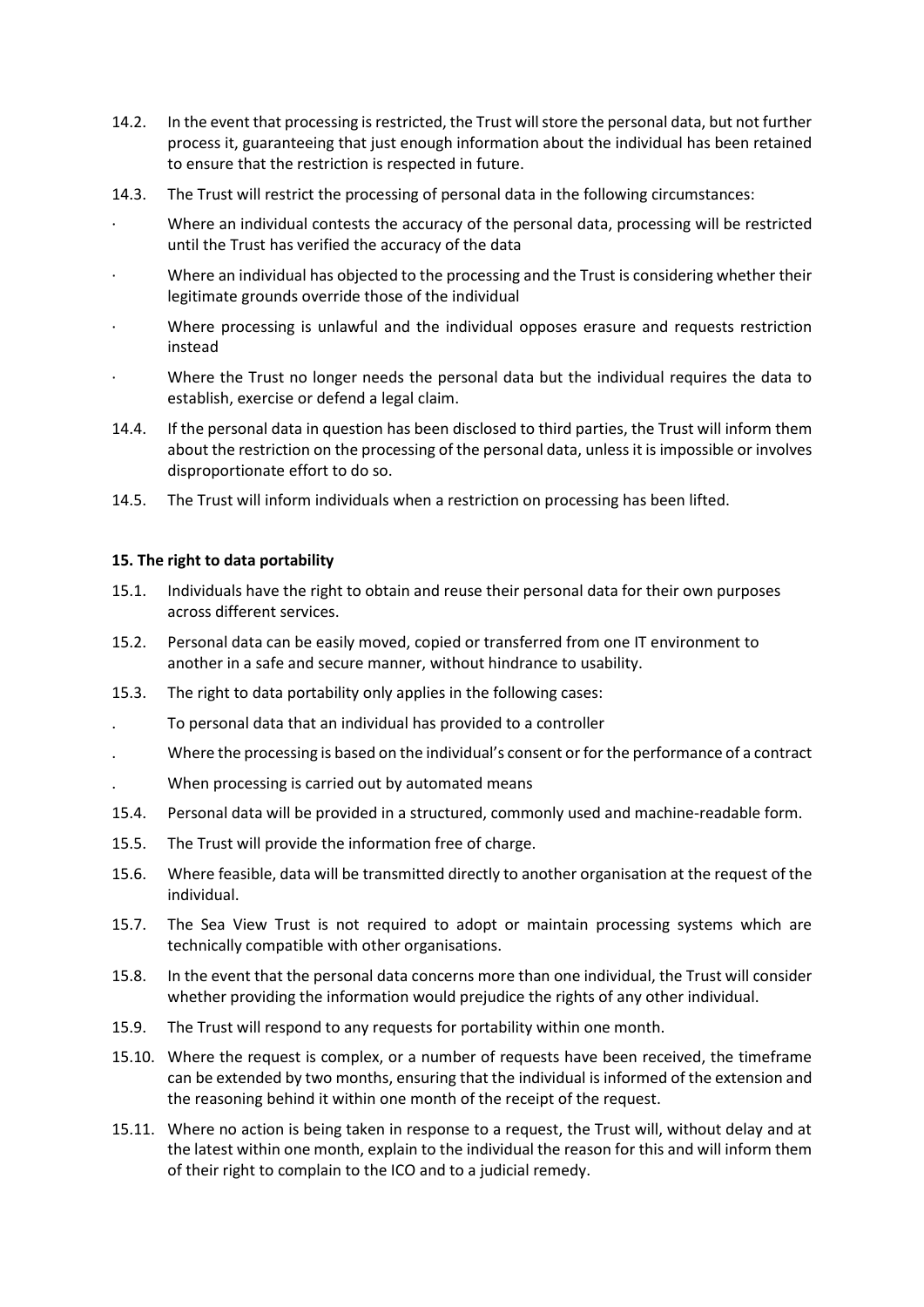14.2. In the event that processing is restricted, the Trust will store the personal data, but not further process it, guaranteeing that just enough information about the individual has been retained to ensure that the restriction is respected in future.

14.3. The Trust will restrict the processing of personal data in the following circumstances:

- Where an individual contests the accuracy of the personal data, processing will be restricted until the Trust has verified the accuracy of the data
- Where an individual has objected to the processing and the Trust is considering whether their legitimate grounds override those of the individual
- Where processing is unlawful and the individual opposes erasure and requests restriction instead
- Where the Trust no longer needs the personal data but the individual requires the data to establish, exercise or defend a legal claim.

14.4. If the personal data in question has been disclosed to third parties, the Trust will inform them about the restriction on the processing of the personal data, unless it is impossible or involves disproportionate effort to do so.

14.5. The Trust will inform individuals when a restriction on processing has been lifted.

**15. The right to data portability**

15.1. Individuals have the right to obtain and reuse their personal data for their own purposes across different services.

15.2. Personal data can be easily moved, copied or transferred from one IT environment to another in a safe and secure manner, without hindrance to usability.

15.3. The right to data portability only applies in the following cases:

- To personal data that an individual has provided to a controller
- Where the processing is based on the individual's consent or for the performance of a contract
- When processing is carried out by automated means

15.4. Personal data will be provided in a structured, commonly used and machine-readable form.

15.5. The Trust will provide the information free of charge.

15.6. Where feasible, data will be transmitted directly to another organisation at the request of the individual.

15.7. The Sea View Trust is not required to adopt or maintain processing systems which are technically compatible with other organisations.

15.8. In the event that the personal data concerns more than one individual, the Trust will consider whether providing the information would prejudice the rights of any other individual.

15.9. The Trust will respond to any requests for portability within one month.

15.10. Where the request is complex, or a number of requests have been received, the timeframe can be extended by two months, ensuring that the individual is informed of the extension and the reasoning behind it within one month of the receipt of the request.

15.11. Where no action is being taken in response to a request, the Trust will, without delay and at the latest within one month, explain to the individual the reason for this and will inform them of their right to complain to the ICO and to a judicial remedy.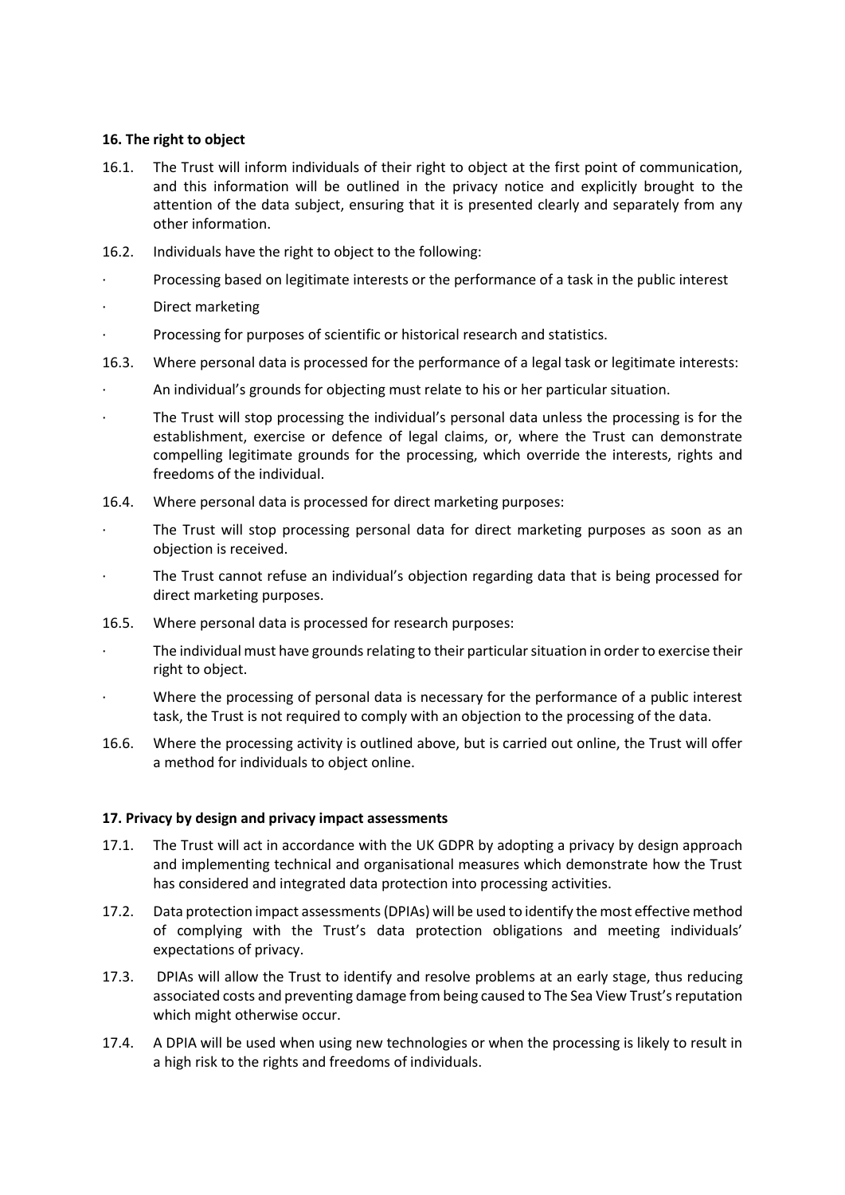### 16. The right to object

16.1. The Trust will inform individuals of their right to object at the first point of communication, and this information will be outlined in the privacy notice and explicitly brought to the attention of the data subject, ensuring that it is presented clearly and separately from any other information.

16.2. Individuals have the right to object to the following:

- Processing based on legitimate interests or the performance of a task in the public interest
- Direct marketing
- Processing for purposes of scientific or historical research and statistics.

16.3. Where personal data is processed for the performance of a legal task or legitimate interests:

- An individual's grounds for objecting must relate to his or her particular situation.
- The Trust will stop processing the individual's personal data unless the processing is for the establishment, exercise or defence of legal claims, or, where the Trust can demonstrate compelling legitimate grounds for the processing, which override the interests, rights and freedoms of the individual.

16.4. Where personal data is processed for direct marketing purposes:

- The Trust will stop processing personal data for direct marketing purposes as soon as an objection is received.
- The Trust cannot refuse an individual's objection regarding data that is being processed for direct marketing purposes.

16.5. Where personal data is processed for research purposes:

- The individual must have grounds relating to their particular situation in order to exercise their right to object.
- Where the processing of personal data is necessary for the performance of a public interest task, the Trust is not required to comply with an objection to the processing of the data.

16.6. Where the processing activity is outlined above, but is carried out online, the Trust will offer a method for individuals to object online.

### 17. Privacy by design and privacy impact assessments

17.1. The Trust will act in accordance with the UK GDPR by adopting a privacy by design approach and implementing technical and organisational measures which demonstrate how the Trust has considered and integrated data protection into processing activities.

17.2. Data protection impact assessments (DPIAs) will be used to identify the most effective method of complying with the Trust's data protection obligations and meeting individuals' expectations of privacy.

17.3. DPIAs will allow the Trust to identify and resolve problems at an early stage, thus reducing associated costs and preventing damage from being caused to The Sea View Trust's reputation which might otherwise occur.

17.4. A DPIA will be used when using new technologies or when the processing is likely to result in a high risk to the rights and freedoms of individuals.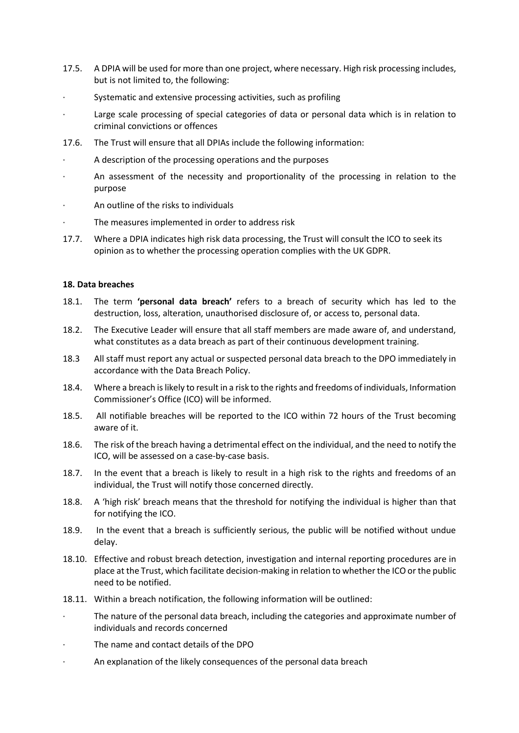17.5. A DPIA will be used for more than one project, where necessary. High risk processing includes, but is not limited to, the following:

- Systematic and extensive processing activities, such as profiling
- Large scale processing of special categories of data or personal data which is in relation to criminal convictions or offences

17.6. The Trust will ensure that all DPIAs include the following information:

- A description of the processing operations and the purposes
- An assessment of the necessity and proportionality of the processing in relation to the purpose
- An outline of the risks to individuals
- The measures implemented in order to address risk

17.7. Where a DPIA indicates high risk data processing, the Trust will consult the ICO to seek its opinion as to whether the processing operation complies with the UK GDPR.

**18. Data breaches**

18.1. The term **'personal data breach'** refers to a breach of security which has led to the destruction, loss, alteration, unauthorised disclosure of, or access to, personal data.

18.2. The Executive Leader will ensure that all staff members are made aware of, and understand, what constitutes as a data breach as part of their continuous development training.

18.3 All staff must report any actual or suspected personal data breach to the DPO immediately in accordance with the Data Breach Policy.

18.4. Where a breach is likely to result in a risk to the rights and freedoms of individuals, Information Commissioner's Office (ICO) will be informed.

18.5. All notifiable breaches will be reported to the ICO within 72 hours of the Trust becoming aware of it.

18.6. The risk of the breach having a detrimental effect on the individual, and the need to notify the ICO, will be assessed on a case-by-case basis.

18.7. In the event that a breach is likely to result in a high risk to the rights and freedoms of an individual, the Trust will notify those concerned directly.

18.8. A 'high risk' breach means that the threshold for notifying the individual is higher than that for notifying the ICO.

18.9. In the event that a breach is sufficiently serious, the public will be notified without undue delay.

18.10. Effective and robust breach detection, investigation and internal reporting procedures are in place at the Trust, which facilitate decision-making in relation to whether the ICO or the public need to be notified.

18.11. Within a breach notification, the following information will be outlined:

- The nature of the personal data breach, including the categories and approximate number of individuals and records concerned
- The name and contact details of the DPO
- An explanation of the likely consequences of the personal data breach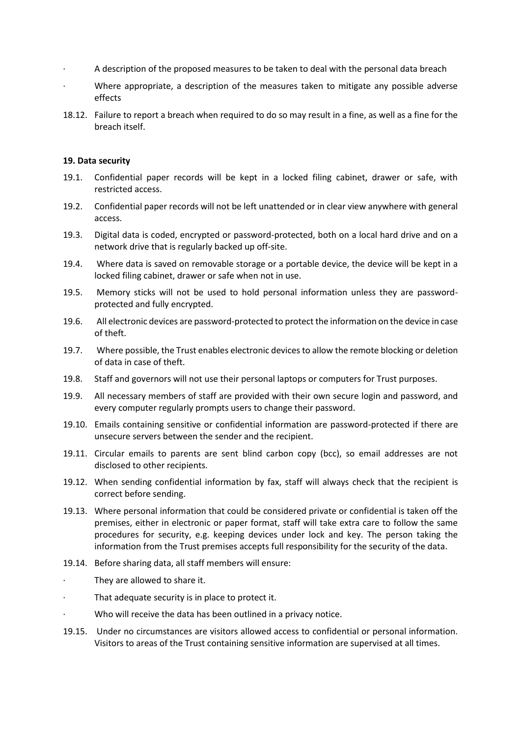- A description of the proposed measures to be taken to deal with the personal data breach
- Where appropriate, a description of the measures taken to mitigate any possible adverse effects

18.12. Failure to report a breach when required to do so may result in a fine, as well as a fine for the breach itself.

**19. Data security**

19.1. Confidential paper records will be kept in a locked filing cabinet, drawer or safe, with restricted access.

19.2. Confidential paper records will not be left unattended or in clear view anywhere with general access.

19.3. Digital data is coded, encrypted or password-protected, both on a local hard drive and on a network drive that is regularly backed up off-site.

19.4. Where data is saved on removable storage or a portable device, the device will be kept in a locked filing cabinet, drawer or safe when not in use.

19.5. Memory sticks will not be used to hold personal information unless they are password-protected and fully encrypted.

19.6. All electronic devices are password-protected to protect the information on the device in case of theft.

19.7. Where possible, the Trust enables electronic devices to allow the remote blocking or deletion of data in case of theft.

19.8. Staff and governors will not use their personal laptops or computers for Trust purposes.

19.9. All necessary members of staff are provided with their own secure login and password, and every computer regularly prompts users to change their password.

19.10. Emails containing sensitive or confidential information are password-protected if there are unsecure servers between the sender and the recipient.

19.11. Circular emails to parents are sent blind carbon copy (bcc), so email addresses are not disclosed to other recipients.

19.12. When sending confidential information by fax, staff will always check that the recipient is correct before sending.

19.13. Where personal information that could be considered private or confidential is taken off the premises, either in electronic or paper format, staff will take extra care to follow the same procedures for security, e.g. keeping devices under lock and key. The person taking the information from the Trust premises accepts full responsibility for the security of the data.

19.14. Before sharing data, all staff members will ensure:

- They are allowed to share it.
- That adequate security is in place to protect it.
- Who will receive the data has been outlined in a privacy notice.

19.15. Under no circumstances are visitors allowed access to confidential or personal information. Visitors to areas of the Trust containing sensitive information are supervised at all times.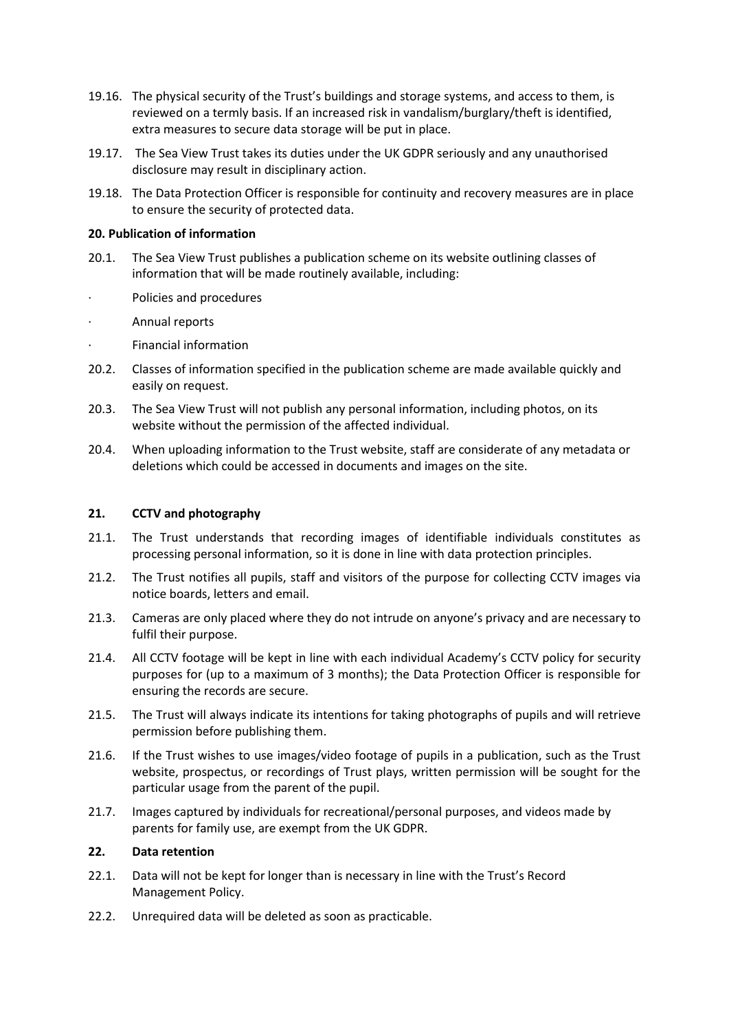19.16. The physical security of the Trust's buildings and storage systems, and access to them, is reviewed on a termly basis. If an increased risk in vandalism/burglary/theft is identified, extra measures to secure data storage will be put in place.

19.17. The Sea View Trust takes its duties under the UK GDPR seriously and any unauthorised disclosure may result in disciplinary action.

19.18. The Data Protection Officer is responsible for continuity and recovery measures are in place to ensure the security of protected data.

**20. Publication of information**

20.1. The Sea View Trust publishes a publication scheme on its website outlining classes of information that will be made routinely available, including:

· Policies and procedures

· Annual reports

· Financial information

20.2. Classes of information specified in the publication scheme are made available quickly and easily on request.

20.3. The Sea View Trust will not publish any personal information, including photos, on its website without the permission of the affected individual.

20.4. When uploading information to the Trust website, staff are considerate of any metadata or deletions which could be accessed in documents and images on the site.

**21. CCTV and photography**

21.1. The Trust understands that recording images of identifiable individuals constitutes as processing personal information, so it is done in line with data protection principles.

21.2. The Trust notifies all pupils, staff and visitors of the purpose for collecting CCTV images via notice boards, letters and email.

21.3. Cameras are only placed where they do not intrude on anyone's privacy and are necessary to fulfil their purpose.

21.4. All CCTV footage will be kept in line with each individual Academy's CCTV policy for security purposes for (up to a maximum of 3 months); the Data Protection Officer is responsible for ensuring the records are secure.

21.5. The Trust will always indicate its intentions for taking photographs of pupils and will retrieve permission before publishing them.

21.6. If the Trust wishes to use images/video footage of pupils in a publication, such as the Trust website, prospectus, or recordings of Trust plays, written permission will be sought for the particular usage from the parent of the pupil.

21.7. Images captured by individuals for recreational/personal purposes, and videos made by parents for family use, are exempt from the UK GDPR.

**22. Data retention**

22.1. Data will not be kept for longer than is necessary in line with the Trust's Record Management Policy.

22.2. Unrequired data will be deleted as soon as practicable.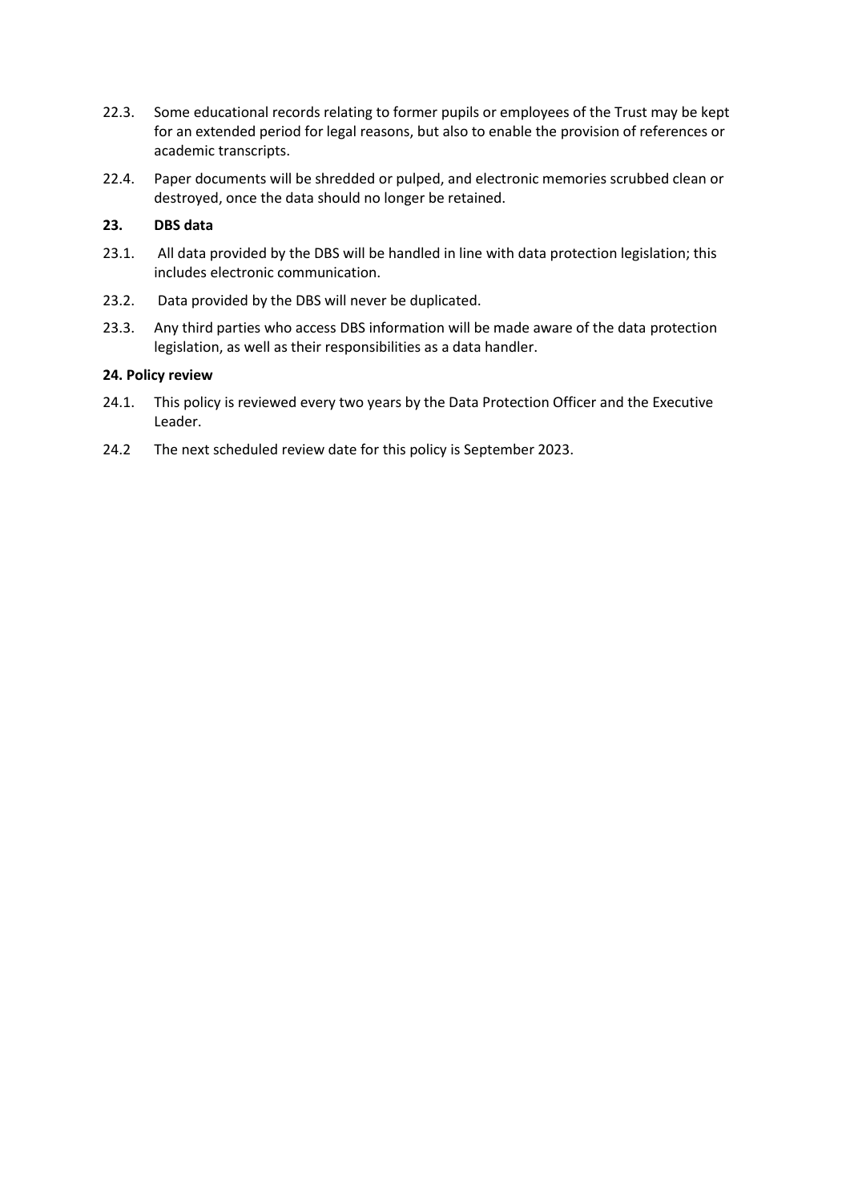22.3. Some educational records relating to former pupils or employees of the Trust may be kept for an extended period for legal reasons, but also to enable the provision of references or academic transcripts.

22.4. Paper documents will be shredded or pulped, and electronic memories scrubbed clean or destroyed, once the data should no longer be retained.

## 23. DBS data

23.1. All data provided by the DBS will be handled in line with data protection legislation; this includes electronic communication.

23.2. Data provided by the DBS will never be duplicated.

23.3. Any third parties who access DBS information will be made aware of the data protection legislation, as well as their responsibilities as a data handler.

## 24. Policy review

24.1. This policy is reviewed every two years by the Data Protection Officer and the Executive Leader.

24.2 The next scheduled review date for this policy is September 2023.